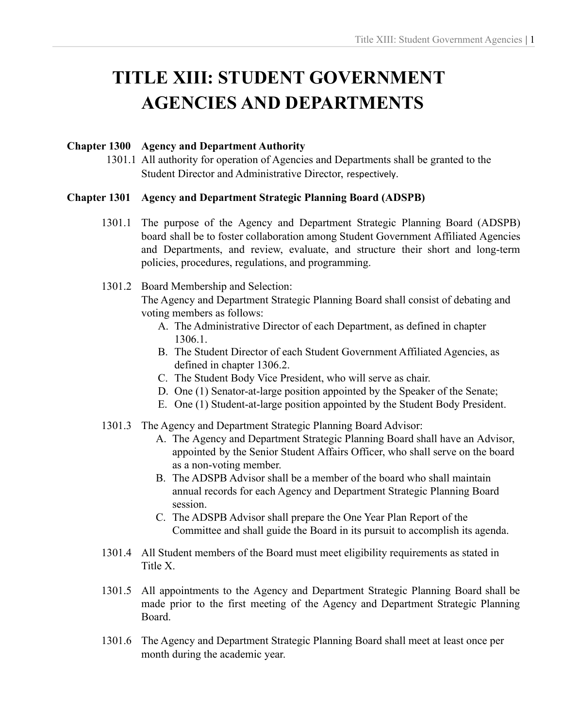# TITLE XIII: STUDENT GOVERNMENT AGENCIES AND DEPARTMENTS

**Chapter 1300 Agency and Department Authority**

1301.1 All authority for operation of Agencies and Departments shall be granted to the Student Director and Administrative Director, respectively.

**Chapter 1301 Agency and Department Strategic Planning Board (ADSPB)**

1301.1 The purpose of the Agency and Department Strategic Planning Board (ADSPB) board shall be to foster collaboration among Student Government Affiliated Agencies and Departments, and review, evaluate, and structure their short and long-term policies, procedures, regulations, and programming.

1301.2 Board Membership and Selection:
The Agency and Department Strategic Planning Board shall consist of debating and voting members as follows:

A. The Administrative Director of each Department, as defined in chapter 1306.1.
B. The Student Director of each Student Government Affiliated Agencies, as defined in chapter 1306.2.
C. The Student Body Vice President, who will serve as chair.
D. One (1) Senator-at-large position appointed by the Speaker of the Senate;
E. One (1) Student-at-large position appointed by the Student Body President.

1301.3 The Agency and Department Strategic Planning Board Advisor:

A. The Agency and Department Strategic Planning Board shall have an Advisor, appointed by the Senior Student Affairs Officer, who shall serve on the board as a non-voting member.
B. The ADSPB Advisor shall be a member of the board who shall maintain annual records for each Agency and Department Strategic Planning Board session.
C. The ADSPB Advisor shall prepare the One Year Plan Report of the Committee and shall guide the Board in its pursuit to accomplish its agenda.

1301.4 All Student members of the Board must meet eligibility requirements as stated in Title X.

1301.5 All appointments to the Agency and Department Strategic Planning Board shall be made prior to the first meeting of the Agency and Department Strategic Planning Board.

1301.6 The Agency and Department Strategic Planning Board shall meet at least once per month during the academic year.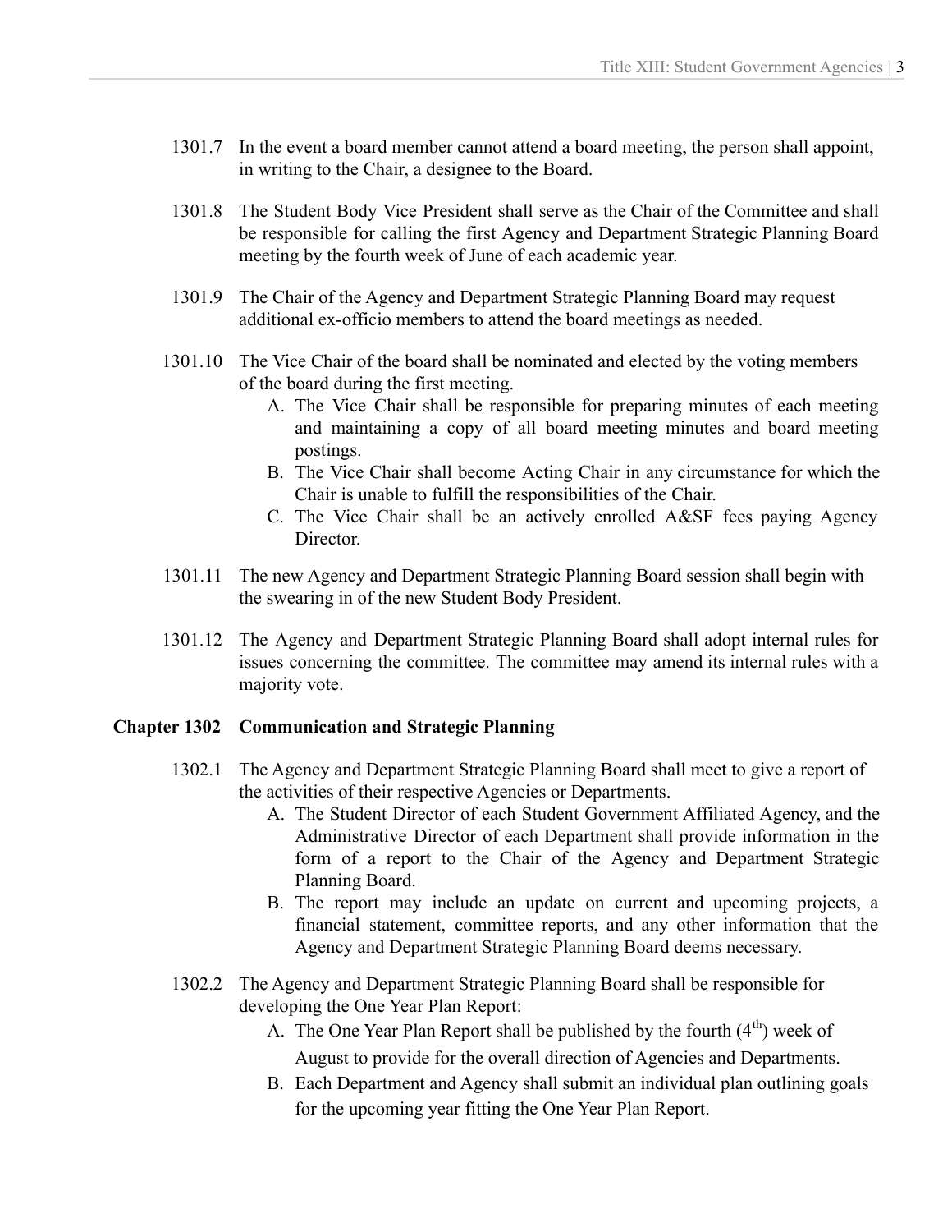1301.7 In the event a board member cannot attend a board meeting, the person shall appoint, in writing to the Chair, a designee to the Board.

1301.8 The Student Body Vice President shall serve as the Chair of the Committee and shall be responsible for calling the first Agency and Department Strategic Planning Board meeting by the fourth week of June of each academic year.

1301.9 The Chair of the Agency and Department Strategic Planning Board may request additional ex-officio members to attend the board meetings as needed.

1301.10 The Vice Chair of the board shall be nominated and elected by the voting members of the board during the first meeting.

A. The Vice Chair shall be responsible for preparing minutes of each meeting and maintaining a copy of all board meeting minutes and board meeting postings.
B. The Vice Chair shall become Acting Chair in any circumstance for which the Chair is unable to fulfill the responsibilities of the Chair.
C. The Vice Chair shall be an actively enrolled A&SF fees paying Agency Director.

1301.11 The new Agency and Department Strategic Planning Board session shall begin with the swearing in of the new Student Body President.

1301.12 The Agency and Department Strategic Planning Board shall adopt internal rules for issues concerning the committee. The committee may amend its internal rules with a majority vote.

**Chapter 1302 Communication and Strategic Planning**

1302.1 The Agency and Department Strategic Planning Board shall meet to give a report of the activities of their respective Agencies or Departments.

A. The Student Director of each Student Government Affiliated Agency, and the Administrative Director of each Department shall provide information in the form of a report to the Chair of the Agency and Department Strategic Planning Board.
B. The report may include an update on current and upcoming projects, a financial statement, committee reports, and any other information that the Agency and Department Strategic Planning Board deems necessary.

1302.2 The Agency and Department Strategic Planning Board shall be responsible for developing the One Year Plan Report:

A. The One Year Plan Report shall be published by the fourth ($4^{th}$) week of August to provide for the overall direction of Agencies and Departments.
B. Each Department and Agency shall submit an individual plan outlining goals for the upcoming year fitting the One Year Plan Report.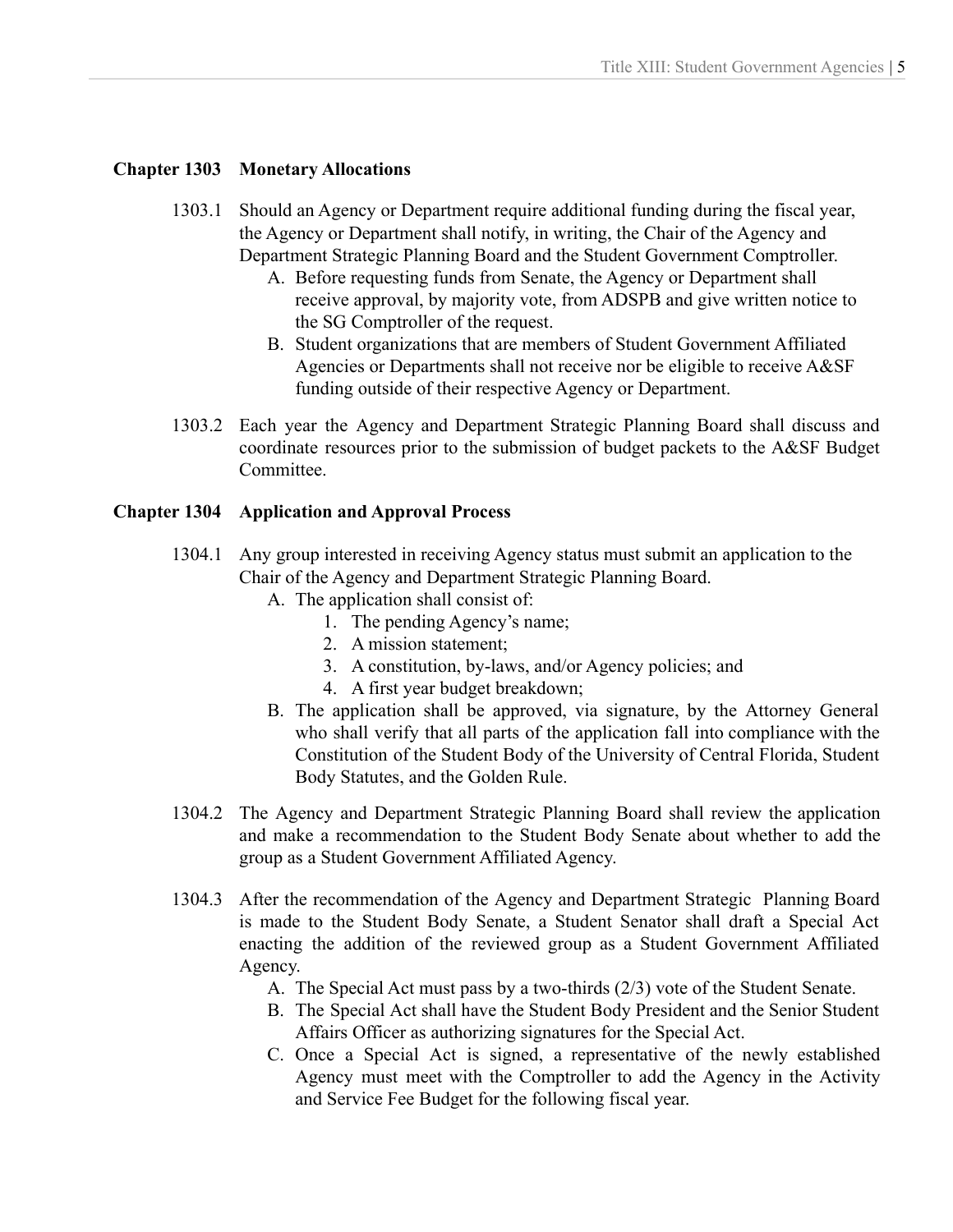## Chapter 1303 Monetary Allocations

1303.1 Should an Agency or Department require additional funding during the fiscal year, the Agency or Department shall notify, in writing, the Chair of the Agency and Department Strategic Planning Board and the Student Government Comptroller.

A. Before requesting funds from Senate, the Agency or Department shall receive approval, by majority vote, from ADSPB and give written notice to the SG Comptroller of the request.

B. Student organizations that are members of Student Government Affiliated Agencies or Departments shall not receive nor be eligible to receive A&SF funding outside of their respective Agency or Department.

1303.2 Each year the Agency and Department Strategic Planning Board shall discuss and coordinate resources prior to the submission of budget packets to the A&SF Budget Committee.

## Chapter 1304 Application and Approval Process

1304.1 Any group interested in receiving Agency status must submit an application to the Chair of the Agency and Department Strategic Planning Board.

A. The application shall consist of:

1. The pending Agency's name;
2. A mission statement;
3. A constitution, by-laws, and/or Agency policies; and
4. A first year budget breakdown;

B. The application shall be approved, via signature, by the Attorney General who shall verify that all parts of the application fall into compliance with the Constitution of the Student Body of the University of Central Florida, Student Body Statutes, and the Golden Rule.

1304.2 The Agency and Department Strategic Planning Board shall review the application and make a recommendation to the Student Body Senate about whether to add the group as a Student Government Affiliated Agency.

1304.3 After the recommendation of the Agency and Department Strategic Planning Board is made to the Student Body Senate, a Student Senator shall draft a Special Act enacting the addition of the reviewed group as a Student Government Affiliated Agency.

A. The Special Act must pass by a two-thirds (2/3) vote of the Student Senate.

B. The Special Act shall have the Student Body President and the Senior Student Affairs Officer as authorizing signatures for the Special Act.

C. Once a Special Act is signed, a representative of the newly established Agency must meet with the Comptroller to add the Agency in the Activity and Service Fee Budget for the following fiscal year.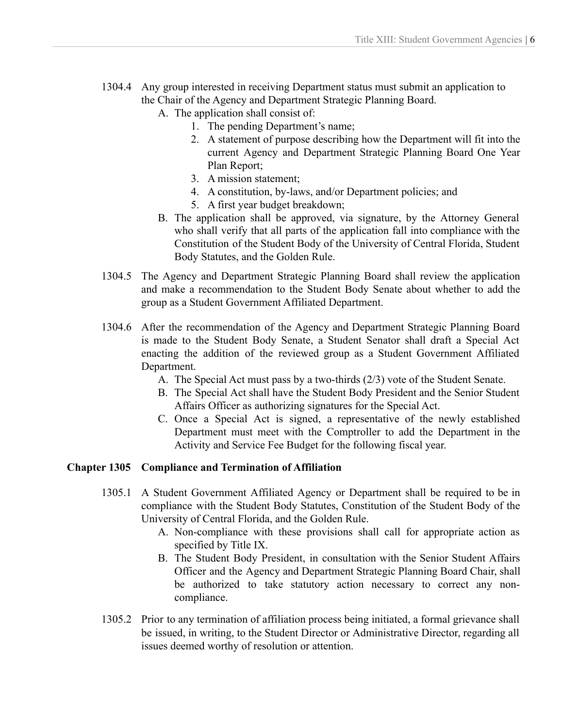1304.4 Any group interested in receiving Department status must submit an application to the Chair of the Agency and Department Strategic Planning Board.

A. The application shall consist of:
   1. The pending Department's name;
   2. A statement of purpose describing how the Department will fit into the current Agency and Department Strategic Planning Board One Year Plan Report;
   3. A mission statement;
   4. A constitution, by-laws, and/or Department policies; and
   5. A first year budget breakdown;

B. The application shall be approved, via signature, by the Attorney General who shall verify that all parts of the application fall into compliance with the Constitution of the Student Body of the University of Central Florida, Student Body Statutes, and the Golden Rule.

1304.5 The Agency and Department Strategic Planning Board shall review the application and make a recommendation to the Student Body Senate about whether to add the group as a Student Government Affiliated Department.

1304.6 After the recommendation of the Agency and Department Strategic Planning Board is made to the Student Body Senate, a Student Senator shall draft a Special Act enacting the addition of the reviewed group as a Student Government Affiliated Department.

A. The Special Act must pass by a two-thirds (2/3) vote of the Student Senate.

B. The Special Act shall have the Student Body President and the Senior Student Affairs Officer as authorizing signatures for the Special Act.

C. Once a Special Act is signed, a representative of the newly established Department must meet with the Comptroller to add the Department in the Activity and Service Fee Budget for the following fiscal year.

## Chapter 1305 Compliance and Termination of Affiliation

1305.1 A Student Government Affiliated Agency or Department shall be required to be in compliance with the Student Body Statutes, Constitution of the Student Body of the University of Central Florida, and the Golden Rule.

A. Non-compliance with these provisions shall call for appropriate action as specified by Title IX.

B. The Student Body President, in consultation with the Senior Student Affairs Officer and the Agency and Department Strategic Planning Board Chair, shall be authorized to take statutory action necessary to correct any non-compliance.

1305.2 Prior to any termination of affiliation process being initiated, a formal grievance shall be issued, in writing, to the Student Director or Administrative Director, regarding all issues deemed worthy of resolution or attention.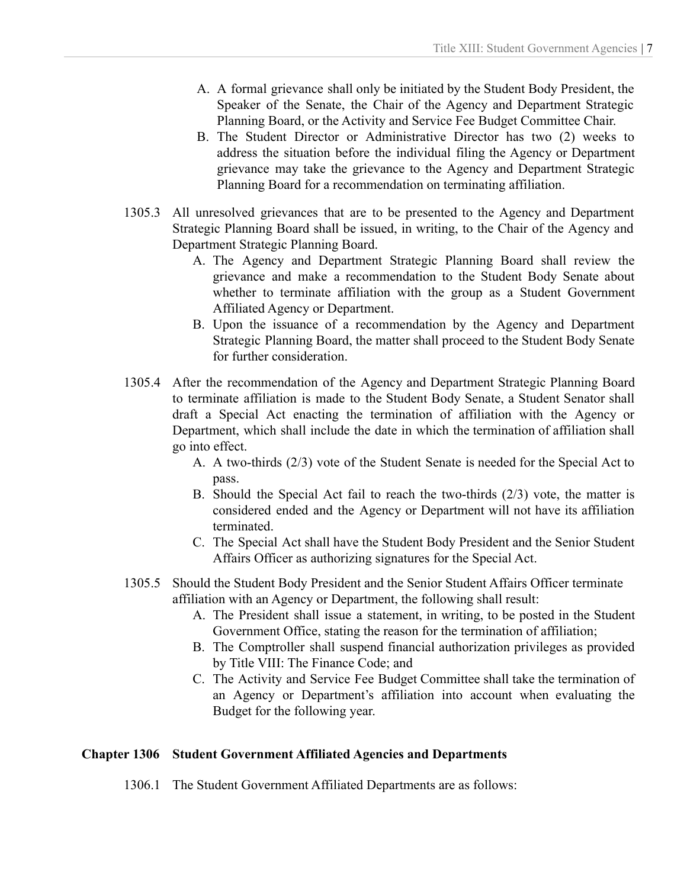A. A formal grievance shall only be initiated by the Student Body President, the Speaker of the Senate, the Chair of the Agency and Department Strategic Planning Board, or the Activity and Service Fee Budget Committee Chair.

B. The Student Director or Administrative Director has two (2) weeks to address the situation before the individual filing the Agency or Department grievance may take the grievance to the Agency and Department Strategic Planning Board for a recommendation on terminating affiliation.

1305.3 All unresolved grievances that are to be presented to the Agency and Department Strategic Planning Board shall be issued, in writing, to the Chair of the Agency and Department Strategic Planning Board.

A. The Agency and Department Strategic Planning Board shall review the grievance and make a recommendation to the Student Body Senate about whether to terminate affiliation with the group as a Student Government Affiliated Agency or Department.

B. Upon the issuance of a recommendation by the Agency and Department Strategic Planning Board, the matter shall proceed to the Student Body Senate for further consideration.

1305.4 After the recommendation of the Agency and Department Strategic Planning Board to terminate affiliation is made to the Student Body Senate, a Student Senator shall draft a Special Act enacting the termination of affiliation with the Agency or Department, which shall include the date in which the termination of affiliation shall go into effect.

A. A two-thirds (2/3) vote of the Student Senate is needed for the Special Act to pass.

B. Should the Special Act fail to reach the two-thirds (2/3) vote, the matter is considered ended and the Agency or Department will not have its affiliation terminated.

C. The Special Act shall have the Student Body President and the Senior Student Affairs Officer as authorizing signatures for the Special Act.

1305.5 Should the Student Body President and the Senior Student Affairs Officer terminate affiliation with an Agency or Department, the following shall result:

A. The President shall issue a statement, in writing, to be posted in the Student Government Office, stating the reason for the termination of affiliation;

B. The Comptroller shall suspend financial authorization privileges as provided by Title VIII: The Finance Code; and

C. The Activity and Service Fee Budget Committee shall take the termination of an Agency or Department's affiliation into account when evaluating the Budget for the following year.

## Chapter 1306 Student Government Affiliated Agencies and Departments

1306.1 The Student Government Affiliated Departments are as follows: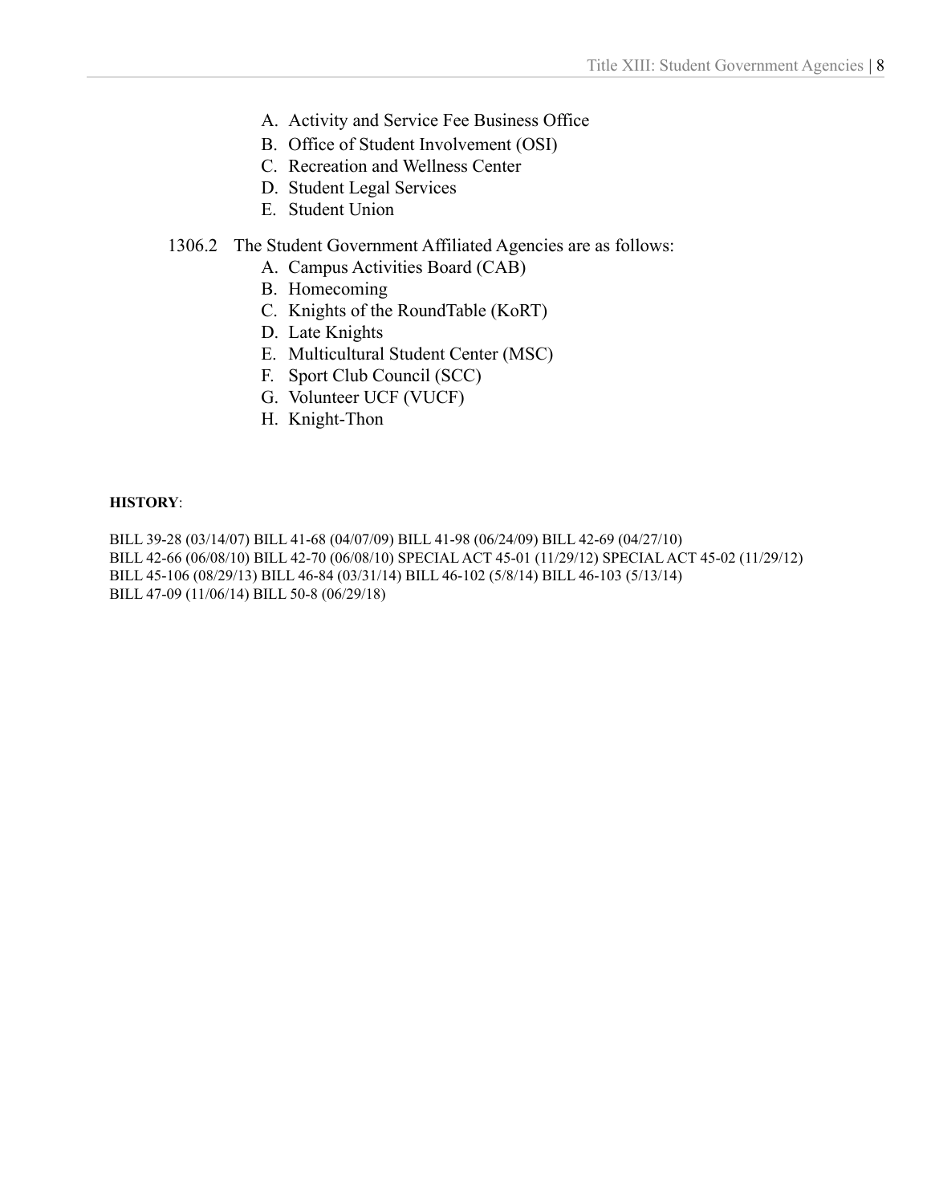A. Activity and Service Fee Business Office
B. Office of Student Involvement (OSI)
C. Recreation and Wellness Center
D. Student Legal Services
E. Student Union

1306.2 The Student Government Affiliated Agencies are as follows:

A. Campus Activities Board (CAB)
B. Homecoming
C. Knights of the RoundTable (KoRT)
D. Late Knights
E. Multicultural Student Center (MSC)
F. Sport Club Council (SCC)
G. Volunteer UCF (VUCF)
H. Knight-Thon

**HISTORY**:

BILL 39-28 (03/14/07) BILL 41-68 (04/07/09) BILL 41-98 (06/24/09) BILL 42-69 (04/27/10) BILL 42-66 (06/08/10) BILL 42-70 (06/08/10) SPECIAL ACT 45-01 (11/29/12) SPECIAL ACT 45-02 (11/29/12) BILL 45-106 (08/29/13) BILL 46-84 (03/31/14) BILL 46-102 (5/8/14) BILL 46-103 (5/13/14) BILL 47-09 (11/06/14) BILL 50-8 (06/29/18)